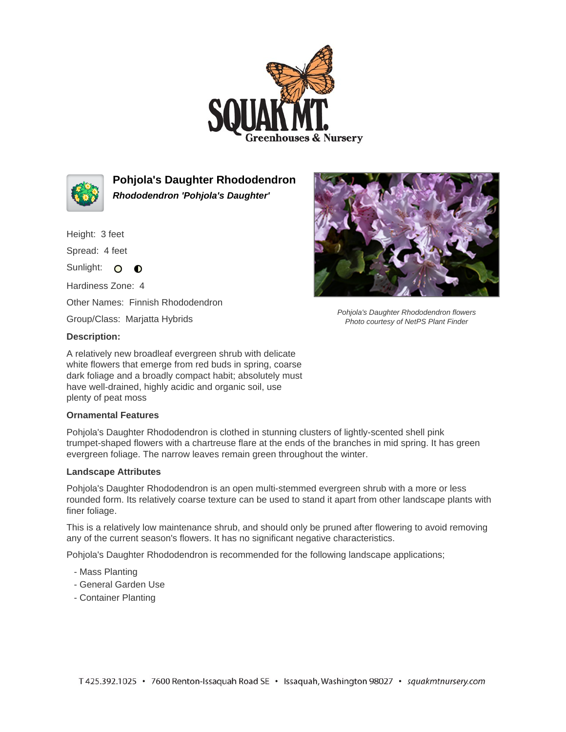# Pohjola's Daughter Rhododendron

***Rhododendron 'Pohjola's Daughter'***

Height: 3 feet

Spread: 4 feet

Sunlight:

Hardiness Zone: 4

Other Names: Finnish Rhododendron

Group/Class: Marjatta Hybrids

Pohjola's Daughter Rhododendron flowers
Photo courtesy of NetPS Plant Finder

**Description:**

A relatively new broadleaf evergreen shrub with delicate white flowers that emerge from red buds in spring, coarse dark foliage and a broadly compact habit; absolutely must have well-drained, highly acidic and organic soil, use plenty of peat moss

**Ornamental Features**

Pohjola's Daughter Rhododendron is clothed in stunning clusters of lightly-scented shell pink trumpet-shaped flowers with a chartreuse flare at the ends of the branches in mid spring. It has green evergreen foliage. The narrow leaves remain green throughout the winter.

**Landscape Attributes**

Pohjola's Daughter Rhododendron is an open multi-stemmed evergreen shrub with a more or less rounded form. Its relatively coarse texture can be used to stand it apart from other landscape plants with finer foliage.

This is a relatively low maintenance shrub, and should only be pruned after flowering to avoid removing any of the current season's flowers. It has no significant negative characteristics.

Pohjola's Daughter Rhododendron is recommended for the following landscape applications;

- Mass Planting
- General Garden Use
- Container Planting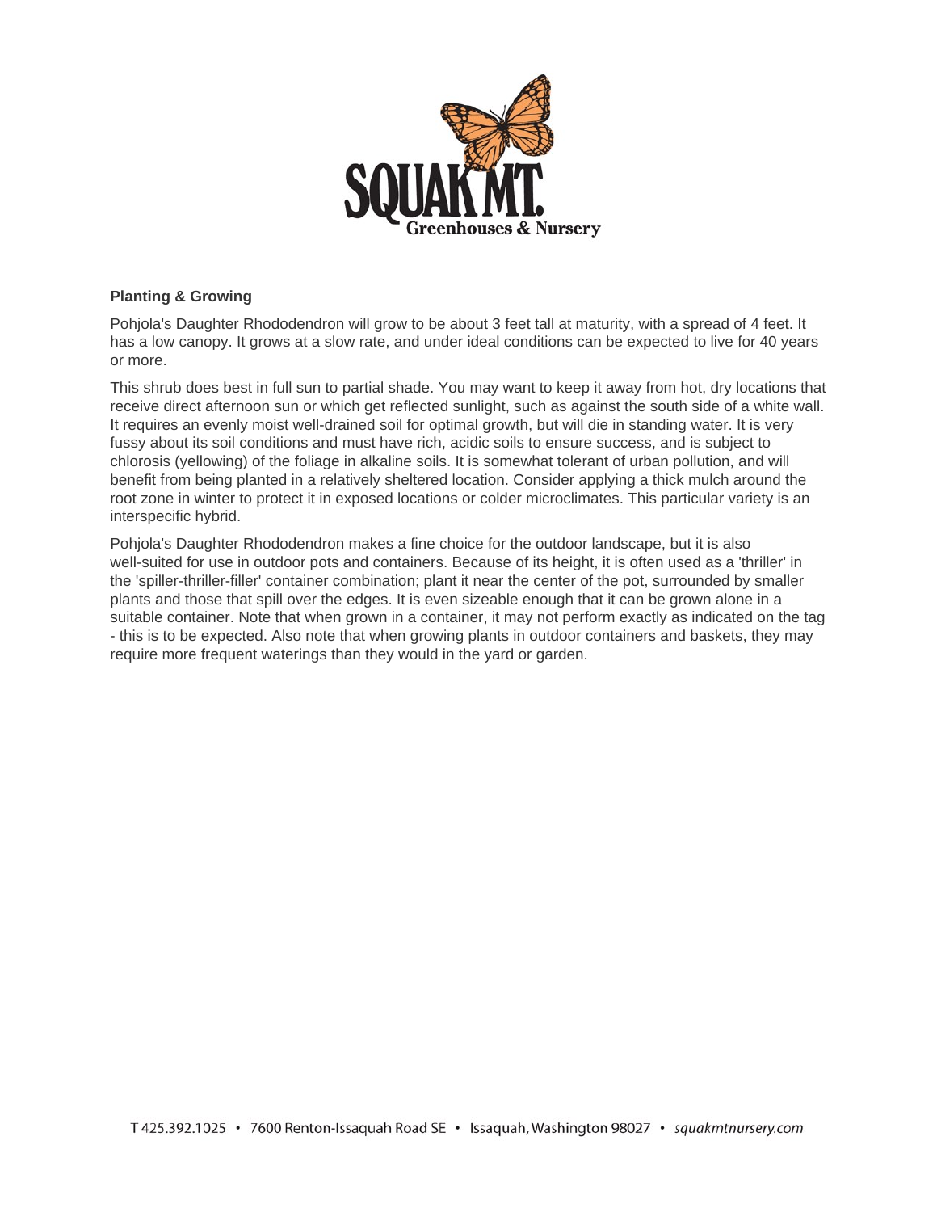**Planting & Growing**

Pohjola's Daughter Rhododendron will grow to be about 3 feet tall at maturity, with a spread of 4 feet. It has a low canopy. It grows at a slow rate, and under ideal conditions can be expected to live for 40 years or more.

This shrub does best in full sun to partial shade. You may want to keep it away from hot, dry locations that receive direct afternoon sun or which get reflected sunlight, such as against the south side of a white wall. It requires an evenly moist well-drained soil for optimal growth, but will die in standing water. It is very fussy about its soil conditions and must have rich, acidic soils to ensure success, and is subject to chlorosis (yellowing) of the foliage in alkaline soils. It is somewhat tolerant of urban pollution, and will benefit from being planted in a relatively sheltered location. Consider applying a thick mulch around the root zone in winter to protect it in exposed locations or colder microclimates. This particular variety is an interspecific hybrid.

Pohjola's Daughter Rhododendron makes a fine choice for the outdoor landscape, but it is also well-suited for use in outdoor pots and containers. Because of its height, it is often used as a 'thriller' in the 'spiller-thriller-filler' container combination; plant it near the center of the pot, surrounded by smaller plants and those that spill over the edges. It is even sizeable enough that it can be grown alone in a suitable container. Note that when grown in a container, it may not perform exactly as indicated on the tag - this is to be expected. Also note that when growing plants in outdoor containers and baskets, they may require more frequent waterings than they would in the yard or garden.